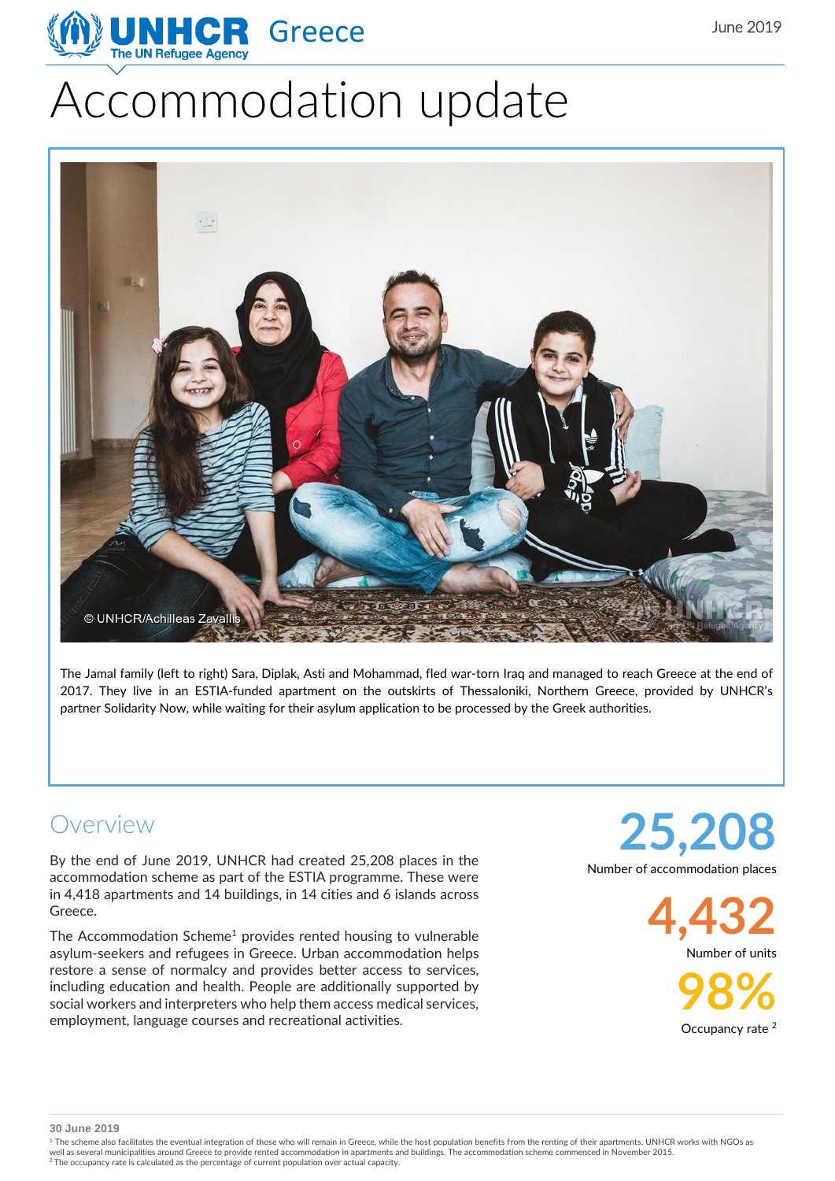UNHCR Greece — The UN Refugee Agency

June 2019

# Accommodation update

© UNHCR/Achilleas Zavallis

The Jamal family (left to right) Sara, Diplak, Asti and Mohammad, fled war-torn Iraq and managed to reach Greece at the end of 2017. They live in an ESTIA-funded apartment on the outskirts of Thessaloniki, Northern Greece, provided by UNHCR's partner Solidarity Now, while waiting for their asylum application to be processed by the Greek authorities.

## Overview

By the end of June 2019, UNHCR had created 25,208 places in the accommodation scheme as part of the ESTIA programme. These were in 4,418 apartments and 14 buildings, in 14 cities and 6 islands across Greece.

The Accommodation Scheme[1] provides rented housing to vulnerable asylum-seekers and refugees in Greece. Urban accommodation helps restore a sense of normalcy and provides better access to services, including education and health. People are additionally supported by social workers and interpreters who help them access medical services, employment, language courses and recreational activities.

**25,208**
Number of accommodation places

**4,432**
Number of units

**98%**
Occupancy rate [2]

**30 June 2019**

[1] The scheme also facilitates the eventual integration of those who will remain in Greece, while the host population benefits from the renting of their apartments. UNHCR works with NGOs as well as several municipalities around Greece to provide rented accommodation in apartments and buildings. The accommodation scheme commenced in November 2015.
[2] The occupancy rate is calculated as the percentage of current population over actual capacity.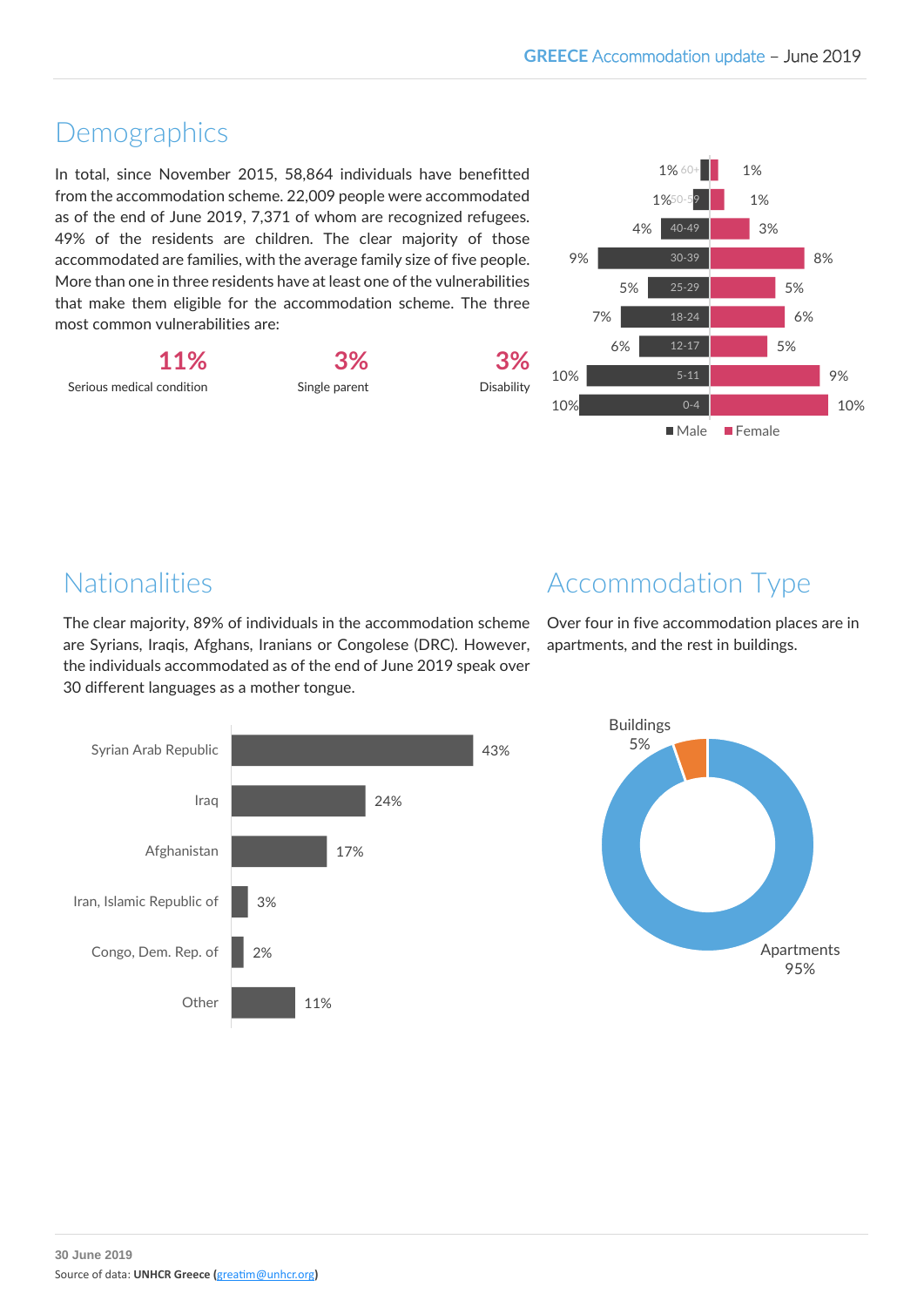# Demographics

In total, since November 2015, 58,864 individuals have benefitted from the accommodation scheme. 22,009 people were accommodated as of the end of June 2019, 7,371 of whom are recognized refugees. 49% of the residents are children. The clear majority of those accommodated are families, with the average family size of five people. More than one in three residents have at least one of the vulnerabilities that make them eligible for the accommodation scheme. The three most common vulnerabilities are:

| 11% | 3% | 3% |
|---|---|---|
| Serious medical condition | Single parent | Disability |

| Age | Male | Female |
|---|---|---|
| 60+ | 1% | 1% |
| 50-59 | 1% | 1% |
| 40-49 | 4% | 3% |
| 30-39 | 9% | 8% |
| 25-29 | 5% | 5% |
| 18-24 | 7% | 6% |
| 12-17 | 6% | 5% |
| 5-11 | 10% | 9% |
| 0-4 | 10% | 10% |

# Nationalities

The clear majority, 89% of individuals in the accommodation scheme are Syrians, Iraqis, Afghans, Iranians or Congolese (DRC). However, the individuals accommodated as of the end of June 2019 speak over 30 different languages as a mother tongue.

| Nationality | % |
|---|---|
| Syrian Arab Republic | 43% |
| Iraq | 24% |
| Afghanistan | 17% |
| Iran, Islamic Republic of | 3% |
| Congo, Dem. Rep. of | 2% |
| Other | 11% |

# Accommodation Type

Over four in five accommodation places are in apartments, and the rest in buildings.

| Type | % |
|---|---|
| Buildings | 5% |
| Apartments | 95% |

**30 June 2019**

Source of data: **UNHCR Greece (**greatim@unhcr.org**)**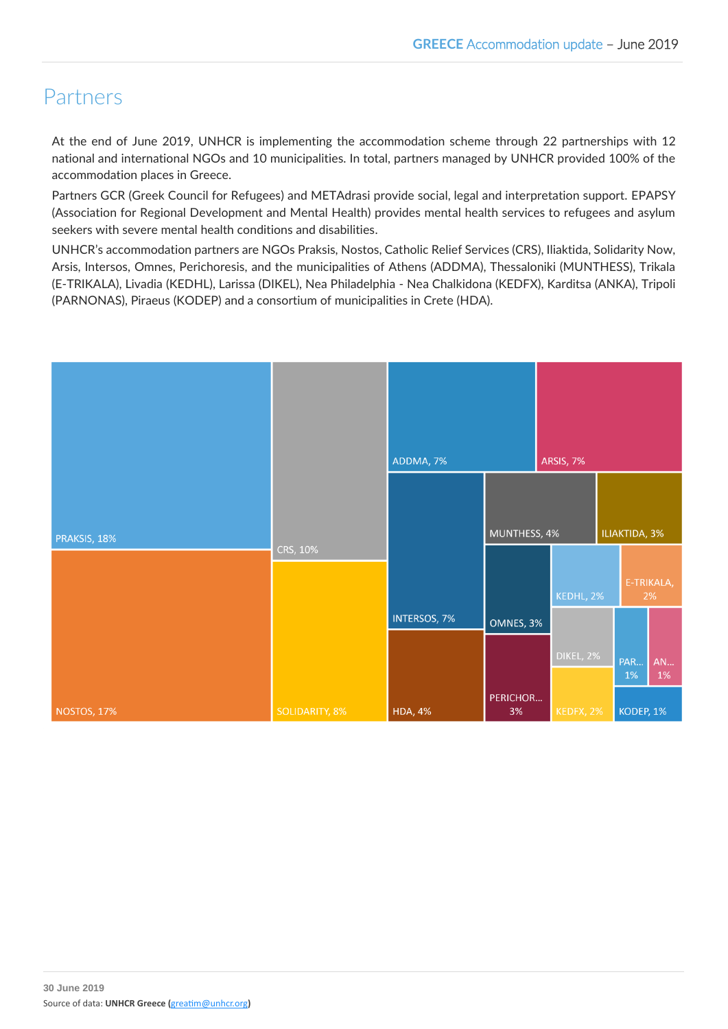# Partners

At the end of June 2019, UNHCR is implementing the accommodation scheme through 22 partnerships with 12 national and international NGOs and 10 municipalities. In total, partners managed by UNHCR provided 100% of the accommodation places in Greece.

Partners GCR (Greek Council for Refugees) and METAdrasi provide social, legal and interpretation support. EPAPSY (Association for Regional Development and Mental Health) provides mental health services to refugees and asylum seekers with severe mental health conditions and disabilities.

UNHCR's accommodation partners are NGOs Praksis, Nostos, Catholic Relief Services (CRS), Iliaktida, Solidarity Now, Arsis, Intersos, Omnes, Perichoresis, and the municipalities of Athens (ADDMA), Thessaloniki (MUNTHESS), Trikala (E-TRIKALA), Livadia (KEDHL), Larissa (DIKEL), Nea Philadelphia - Nea Chalkidona (KEDFX), Karditsa (ANKA), Tripoli (PARNONAS), Piraeus (KODEP) and a consortium of municipalities in Crete (HDA).

PRAKSIS, 18%
NOSTOS, 17%
CRS, 10%
SOLIDARITY, 8%
ADDMA, 7%
ARSIS, 7%
INTERSOS, 7%
HDA, 4%
MUNTHESS, 4%
ILIAKTIDA, 3%
OMNES, 3%
PERICHOR... 3%
KEDHL, 2%
E-TRIKALA, 2%
DIKEL, 2%
KEDFX, 2%
PAR... 1%
AN... 1%
KODEP, 1%

**30 June 2019**
Source of data: **UNHCR Greece (**greatim@unhcr.org**)**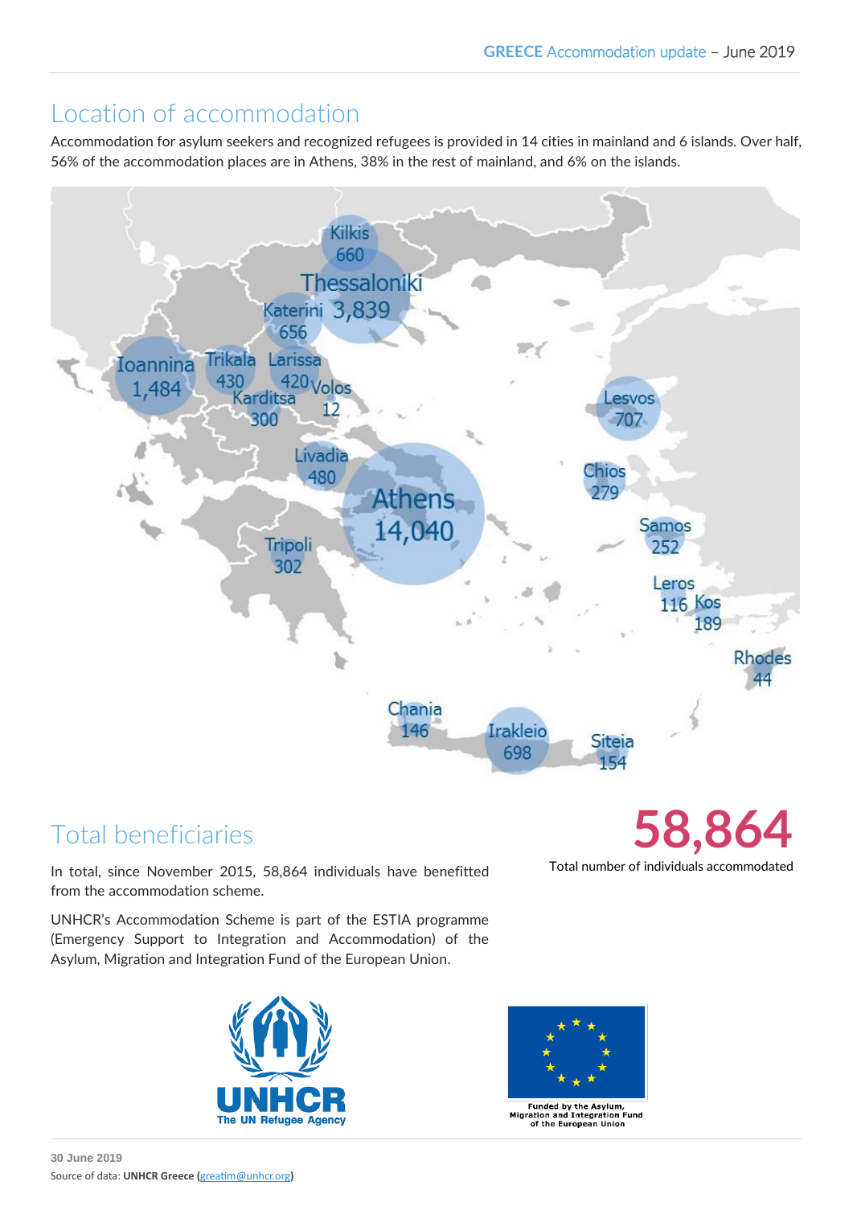## Location of accommodation

Accommodation for asylum seekers and recognized refugees is provided in 14 cities in mainland and 6 islands. Over half, 56% of the accommodation places are in Athens, 38% in the rest of mainland, and 6% on the islands.

Kilkis
660
Thessaloniki
3,839
Katerini
656
Ioannina
1,484
Trikala
430
Larissa
420
Volos
12
Karditsa
300
Livadia
480
Athens
14,040
Tripoli
302
Lesvos
707
Chios
279
Samos
252
Leros
116
Kos
189
Rhodes
44
Chania
146
Irakleio
698
Siteia
154

## Total beneficiaries

**58,864**

Total number of individuals accommodated

In total, since November 2015, 58,864 individuals have benefitted from the accommodation scheme.

UNHCR's Accommodation Scheme is part of the ESTIA programme (Emergency Support to Integration and Accommodation) of the Asylum, Migration and Integration Fund of the European Union.

UNHCR
The UN Refugee Agency

Funded by the Asylum, Migration and Integration Fund of the European Union

**30 June 2019**

Source of data: **UNHCR Greece (**greatim@unhcr.org**)**